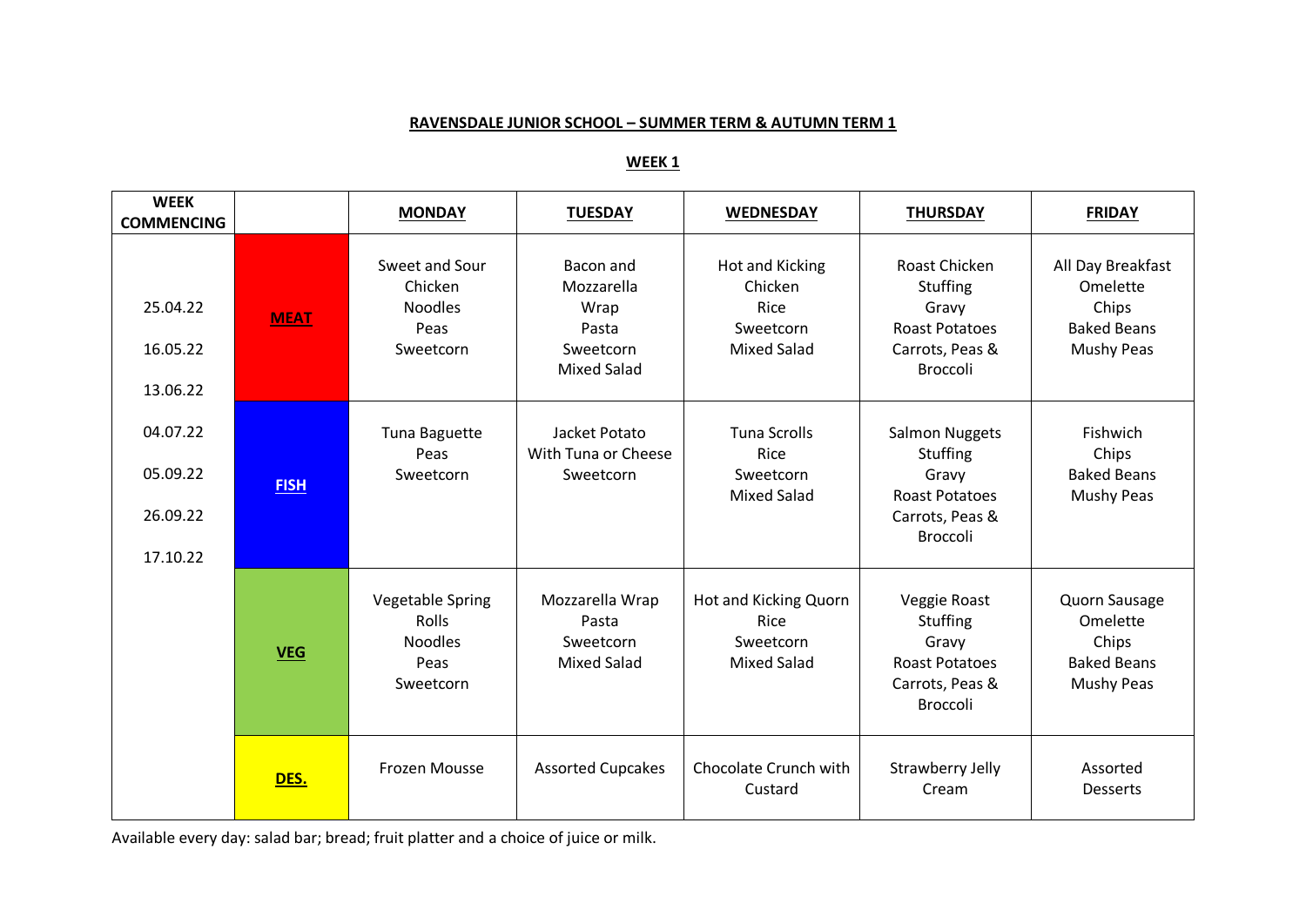**RAVENSDALE JUNIOR SCHOOL – SUMMER TERM & AUTUMN TERM 1**

**WEEK 1**

| WEEK COMMENCING | | MONDAY | TUESDAY | WEDNESDAY | THURSDAY | FRIDAY |
|---|---|---|---|---|---|---|
| 25.04.22<br>16.05.22<br>13.06.22<br>04.07.22<br>05.09.22<br>26.09.22<br>17.10.22 | **MEAT** | Sweet and Sour Chicken<br>Noodles<br>Peas<br>Sweetcorn | Bacon and Mozzarella Wrap<br>Pasta<br>Sweetcorn<br>Mixed Salad | Hot and Kicking Chicken<br>Rice<br>Sweetcorn<br>Mixed Salad | Roast Chicken<br>Stuffing<br>Gravy<br>Roast Potatoes<br>Carrots, Peas & Broccoli | All Day Breakfast<br>Omelette<br>Chips<br>Baked Beans<br>Mushy Peas |
| | **FISH** | Tuna Baguette<br>Peas<br>Sweetcorn | Jacket Potato With Tuna or Cheese<br>Sweetcorn | Tuna Scrolls<br>Rice<br>Sweetcorn<br>Mixed Salad | Salmon Nuggets<br>Stuffing<br>Gravy<br>Roast Potatoes<br>Carrots, Peas & Broccoli | Fishwich<br>Chips<br>Baked Beans<br>Mushy Peas |
| | **VEG** | Vegetable Spring Rolls<br>Noodles<br>Peas<br>Sweetcorn | Mozzarella Wrap<br>Pasta<br>Sweetcorn<br>Mixed Salad | Hot and Kicking Quorn<br>Rice<br>Sweetcorn<br>Mixed Salad | Veggie Roast<br>Stuffing<br>Gravy<br>Roast Potatoes<br>Carrots, Peas & Broccoli | Quorn Sausage<br>Omelette<br>Chips<br>Baked Beans<br>Mushy Peas |
| | **DES.** | Frozen Mousse | Assorted Cupcakes | Chocolate Crunch with Custard | Strawberry Jelly Cream | Assorted Desserts |

Available every day: salad bar; bread; fruit platter and a choice of juice or milk.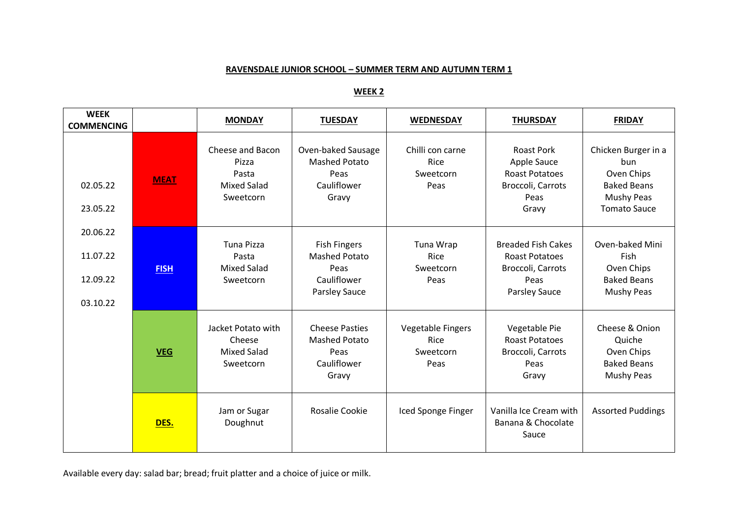**RAVENSDALE JUNIOR SCHOOL – SUMMER TERM AND AUTUMN TERM 1**

**WEEK 2**

| WEEK COMMENCING | | MONDAY | TUESDAY | WEDNESDAY | THURSDAY | FRIDAY |
|---|---|---|---|---|---|---|
| 02.05.22<br>23.05.22<br>20.06.22<br>11.07.22<br>12.09.22<br>03.10.22 | **MEAT** | Cheese and Bacon Pizza<br>Pasta<br>Mixed Salad<br>Sweetcorn | Oven-baked Sausage<br>Mashed Potato<br>Peas<br>Cauliflower<br>Gravy | Chilli con carne<br>Rice<br>Sweetcorn<br>Peas | Roast Pork<br>Apple Sauce<br>Roast Potatoes<br>Broccoli, Carrots<br>Peas<br>Gravy | Chicken Burger in a bun<br>Oven Chips<br>Baked Beans<br>Mushy Peas<br>Tomato Sauce |
| | **FISH** | Tuna Pizza<br>Pasta<br>Mixed Salad<br>Sweetcorn | Fish Fingers<br>Mashed Potato<br>Peas<br>Cauliflower<br>Parsley Sauce | Tuna Wrap<br>Rice<br>Sweetcorn<br>Peas | Breaded Fish Cakes<br>Roast Potatoes<br>Broccoli, Carrots<br>Peas<br>Parsley Sauce | Oven-baked Mini Fish<br>Oven Chips<br>Baked Beans<br>Mushy Peas |
| | **VEG** | Jacket Potato with Cheese<br>Mixed Salad<br>Sweetcorn | Cheese Pasties<br>Mashed Potato<br>Peas<br>Cauliflower<br>Gravy | Vegetable Fingers<br>Rice<br>Sweetcorn<br>Peas | Vegetable Pie<br>Roast Potatoes<br>Broccoli, Carrots<br>Peas<br>Gravy | Cheese & Onion Quiche<br>Oven Chips<br>Baked Beans<br>Mushy Peas |
| | **DES.** | Jam or Sugar Doughnut | Rosalie Cookie | Iced Sponge Finger | Vanilla Ice Cream with Banana & Chocolate Sauce | Assorted Puddings |

Available every day: salad bar; bread; fruit platter and a choice of juice or milk.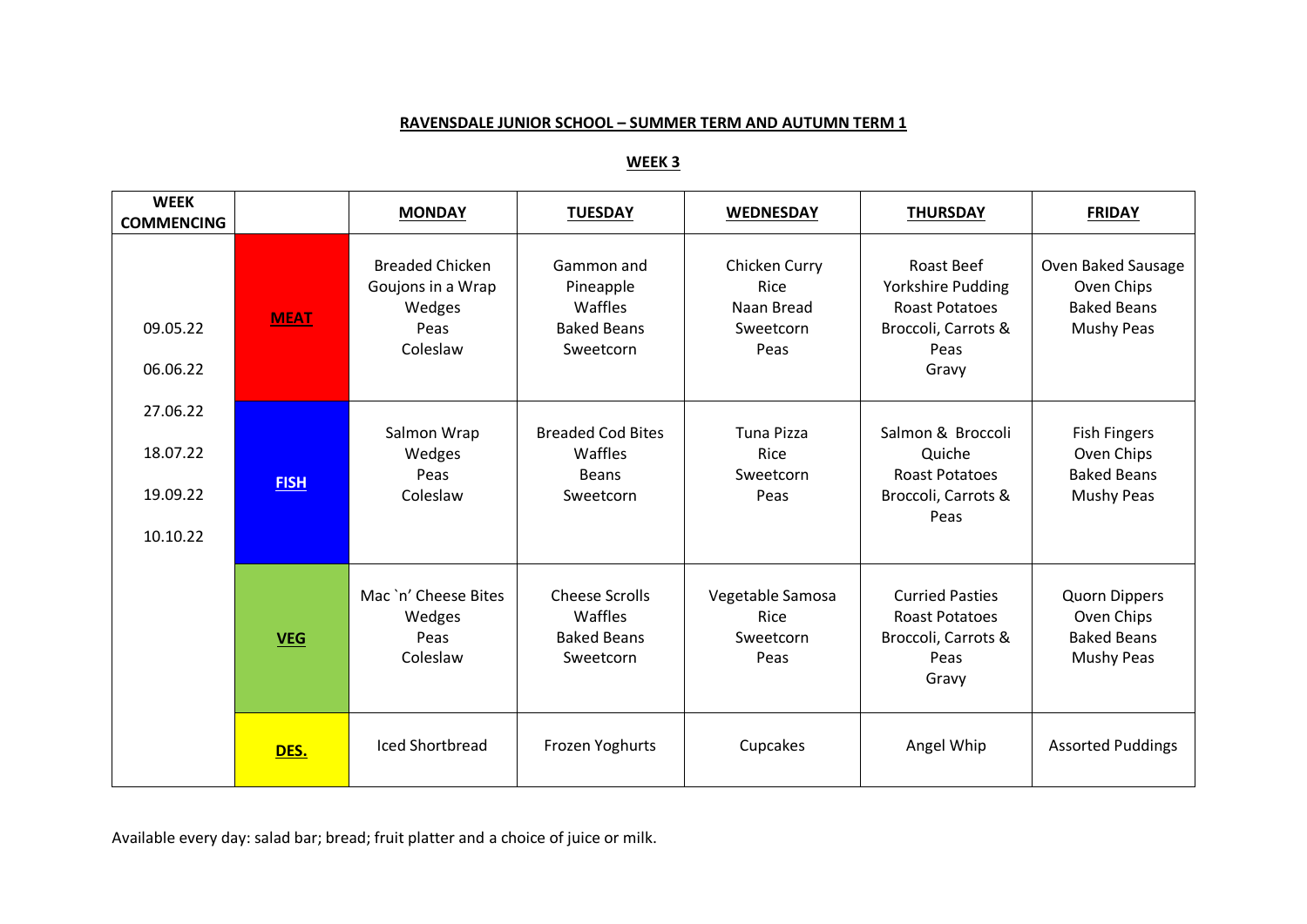**RAVENSDALE JUNIOR SCHOOL – SUMMER TERM AND AUTUMN TERM 1**

**WEEK 3**

| WEEK COMMENCING | | MONDAY | TUESDAY | WEDNESDAY | THURSDAY | FRIDAY |
|---|---|---|---|---|---|---|
| 09.05.22<br>06.06.22<br>27.06.22<br>18.07.22<br>19.09.22<br>10.10.22 | **MEAT** | Breaded Chicken Goujons in a Wrap<br>Wedges<br>Peas<br>Coleslaw | Gammon and Pineapple<br>Waffles<br>Baked Beans<br>Sweetcorn | Chicken Curry<br>Rice<br>Naan Bread<br>Sweetcorn<br>Peas | Roast Beef<br>Yorkshire Pudding<br>Roast Potatoes<br>Broccoli, Carrots & Peas<br>Gravy | Oven Baked Sausage<br>Oven Chips<br>Baked Beans<br>Mushy Peas |
| | **FISH** | Salmon Wrap<br>Wedges<br>Peas<br>Coleslaw | Breaded Cod Bites<br>Waffles<br>Beans<br>Sweetcorn | Tuna Pizza<br>Rice<br>Sweetcorn<br>Peas | Salmon & Broccoli Quiche<br>Roast Potatoes<br>Broccoli, Carrots & Peas | Fish Fingers<br>Oven Chips<br>Baked Beans<br>Mushy Peas |
| | **VEG** | Mac `n' Cheese Bites<br>Wedges<br>Peas<br>Coleslaw | Cheese Scrolls<br>Waffles<br>Baked Beans<br>Sweetcorn | Vegetable Samosa<br>Rice<br>Sweetcorn<br>Peas | Curried Pasties<br>Roast Potatoes<br>Broccoli, Carrots & Peas<br>Gravy | Quorn Dippers<br>Oven Chips<br>Baked Beans<br>Mushy Peas |
| | **DES.** | Iced Shortbread | Frozen Yoghurts | Cupcakes | Angel Whip | Assorted Puddings |

Available every day: salad bar; bread; fruit platter and a choice of juice or milk.